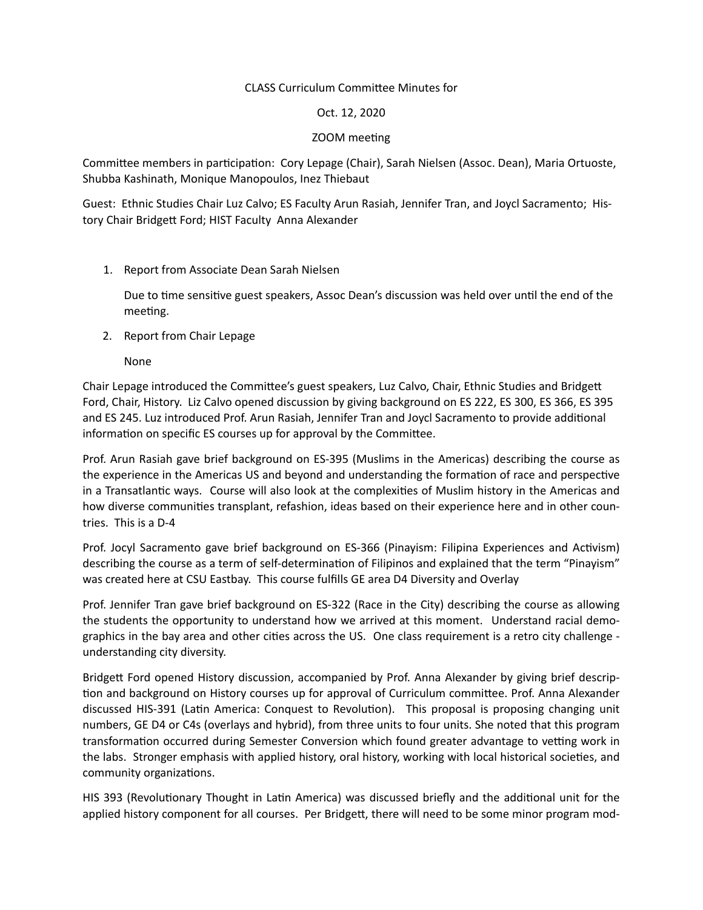CLASS Curriculum Committee Minutes for

Oct. 12, 2020

ZOOM meeting

Committee members in participation: Cory Lepage (Chair), Sarah Nielsen (Assoc. Dean), Maria Ortuoste, Shubba Kashinath, Monique Manopoulos, Inez Thiebaut

Guest: Ethnic Studies Chair Luz Calvo; ES Faculty Arun Rasiah, Jennifer Tran, and Joycl Sacramento; History Chair Bridgett Ford; HIST Faculty Anna Alexander

1. Report from Associate Dean Sarah Nielsen

   Due to time sensitive guest speakers, Assoc Dean's discussion was held over until the end of the meeting.

2. Report from Chair Lepage

   None

Chair Lepage introduced the Committee's guest speakers, Luz Calvo, Chair, Ethnic Studies and Bridgett Ford, Chair, History. Liz Calvo opened discussion by giving background on ES 222, ES 300, ES 366, ES 395 and ES 245. Luz introduced Prof. Arun Rasiah, Jennifer Tran and Joycl Sacramento to provide additional information on specific ES courses up for approval by the Committee.

Prof. Arun Rasiah gave brief background on ES-395 (Muslims in the Americas) describing the course as the experience in the Americas US and beyond and understanding the formation of race and perspective in a Transatlantic ways. Course will also look at the complexities of Muslim history in the Americas and how diverse communities transplant, refashion, ideas based on their experience here and in other countries. This is a D-4

Prof. Jocyl Sacramento gave brief background on ES-366 (Pinayism: Filipina Experiences and Activism) describing the course as a term of self-determination of Filipinos and explained that the term "Pinayism" was created here at CSU Eastbay. This course fulfills GE area D4 Diversity and Overlay

Prof. Jennifer Tran gave brief background on ES-322 (Race in the City) describing the course as allowing the students the opportunity to understand how we arrived at this moment. Understand racial demographics in the bay area and other cities across the US. One class requirement is a retro city challenge - understanding city diversity.

Bridgett Ford opened History discussion, accompanied by Prof. Anna Alexander by giving brief description and background on History courses up for approval of Curriculum committee. Prof. Anna Alexander discussed HIS-391 (Latin America: Conquest to Revolution). This proposal is proposing changing unit numbers, GE D4 or C4s (overlays and hybrid), from three units to four units. She noted that this program transformation occurred during Semester Conversion which found greater advantage to vetting work in the labs. Stronger emphasis with applied history, oral history, working with local historical societies, and community organizations.

HIS 393 (Revolutionary Thought in Latin America) was discussed briefly and the additional unit for the applied history component for all courses. Per Bridgett, there will need to be some minor program mod-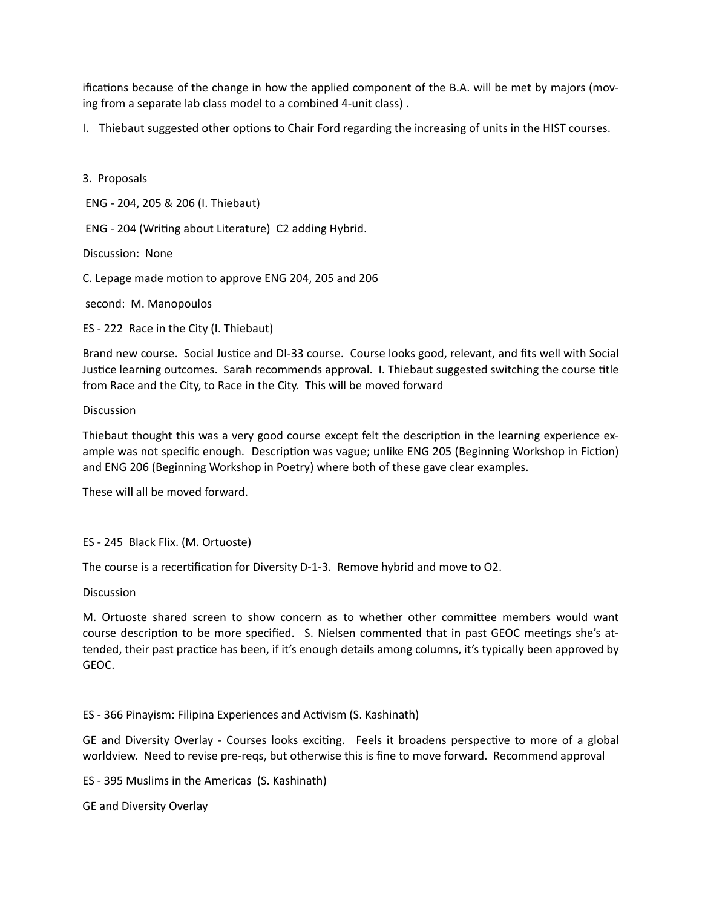ifications because of the change in how the applied component of the B.A. will be met by majors (moving from a separate lab class model to a combined 4-unit class) .

I. Thiebaut suggested other options to Chair Ford regarding the increasing of units in the HIST courses.

3. Proposals

ENG - 204, 205 & 206 (I. Thiebaut)

ENG - 204 (Writing about Literature) C2 adding Hybrid.

Discussion: None

C. Lepage made motion to approve ENG 204, 205 and 206

second: M. Manopoulos

ES - 222 Race in the City (I. Thiebaut)

Brand new course. Social Justice and DI-33 course. Course looks good, relevant, and fits well with Social Justice learning outcomes. Sarah recommends approval. I. Thiebaut suggested switching the course title from Race and the City, to Race in the City. This will be moved forward

Discussion

Thiebaut thought this was a very good course except felt the description in the learning experience example was not specific enough. Description was vague; unlike ENG 205 (Beginning Workshop in Fiction) and ENG 206 (Beginning Workshop in Poetry) where both of these gave clear examples.

These will all be moved forward.

ES - 245 Black Flix. (M. Ortuoste)

The course is a recertification for Diversity D-1-3. Remove hybrid and move to O2.

Discussion

M. Ortuoste shared screen to show concern as to whether other committee members would want course description to be more specified. S. Nielsen commented that in past GEOC meetings she's attended, their past practice has been, if it's enough details among columns, it's typically been approved by GEOC.

ES - 366 Pinayism: Filipina Experiences and Activism (S. Kashinath)

GE and Diversity Overlay - Courses looks exciting. Feels it broadens perspective to more of a global worldview. Need to revise pre-reqs, but otherwise this is fine to move forward. Recommend approval

ES - 395 Muslims in the Americas (S. Kashinath)

GE and Diversity Overlay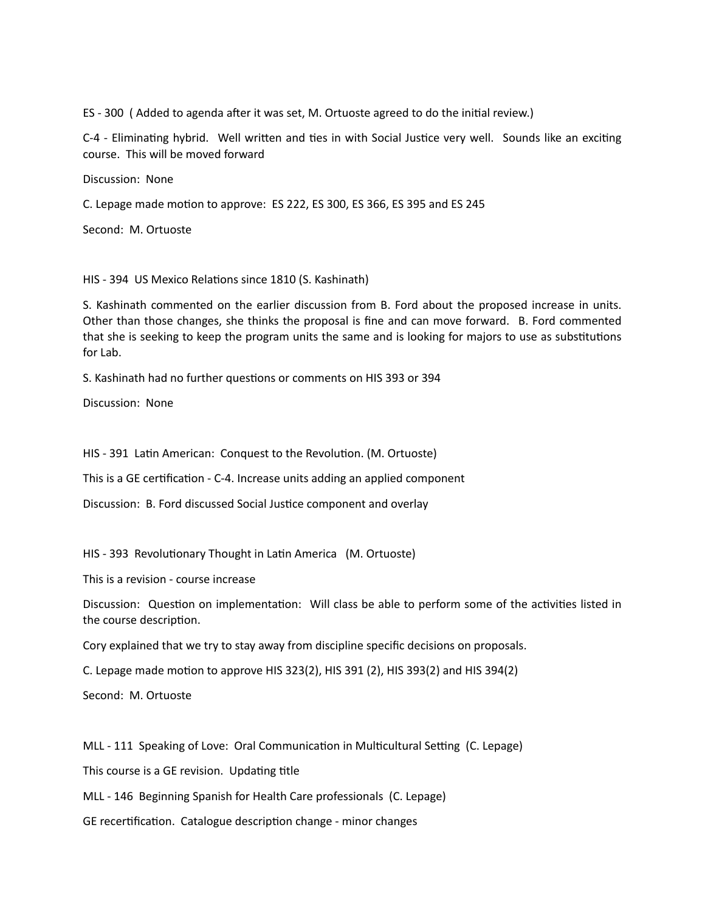ES - 300 ( Added to agenda after it was set, M. Ortuoste agreed to do the initial review.)

C-4 - Eliminating hybrid. Well written and ties in with Social Justice very well. Sounds like an exciting course. This will be moved forward

Discussion: None

C. Lepage made motion to approve: ES 222, ES 300, ES 366, ES 395 and ES 245

Second: M. Ortuoste

HIS - 394 US Mexico Relations since 1810 (S. Kashinath)

S. Kashinath commented on the earlier discussion from B. Ford about the proposed increase in units. Other than those changes, she thinks the proposal is fine and can move forward. B. Ford commented that she is seeking to keep the program units the same and is looking for majors to use as substitutions for Lab.

S. Kashinath had no further questions or comments on HIS 393 or 394

Discussion: None

HIS - 391 Latin American: Conquest to the Revolution. (M. Ortuoste)

This is a GE certification - C-4. Increase units adding an applied component

Discussion: B. Ford discussed Social Justice component and overlay

HIS - 393 Revolutionary Thought in Latin America (M. Ortuoste)

This is a revision - course increase

Discussion: Question on implementation: Will class be able to perform some of the activities listed in the course description.

Cory explained that we try to stay away from discipline specific decisions on proposals.

C. Lepage made motion to approve HIS 323(2), HIS 391 (2), HIS 393(2) and HIS 394(2)

Second: M. Ortuoste

MLL - 111 Speaking of Love: Oral Communication in Multicultural Setting (C. Lepage)

This course is a GE revision. Updating title

MLL - 146 Beginning Spanish for Health Care professionals (C. Lepage)

GE recertification. Catalogue description change - minor changes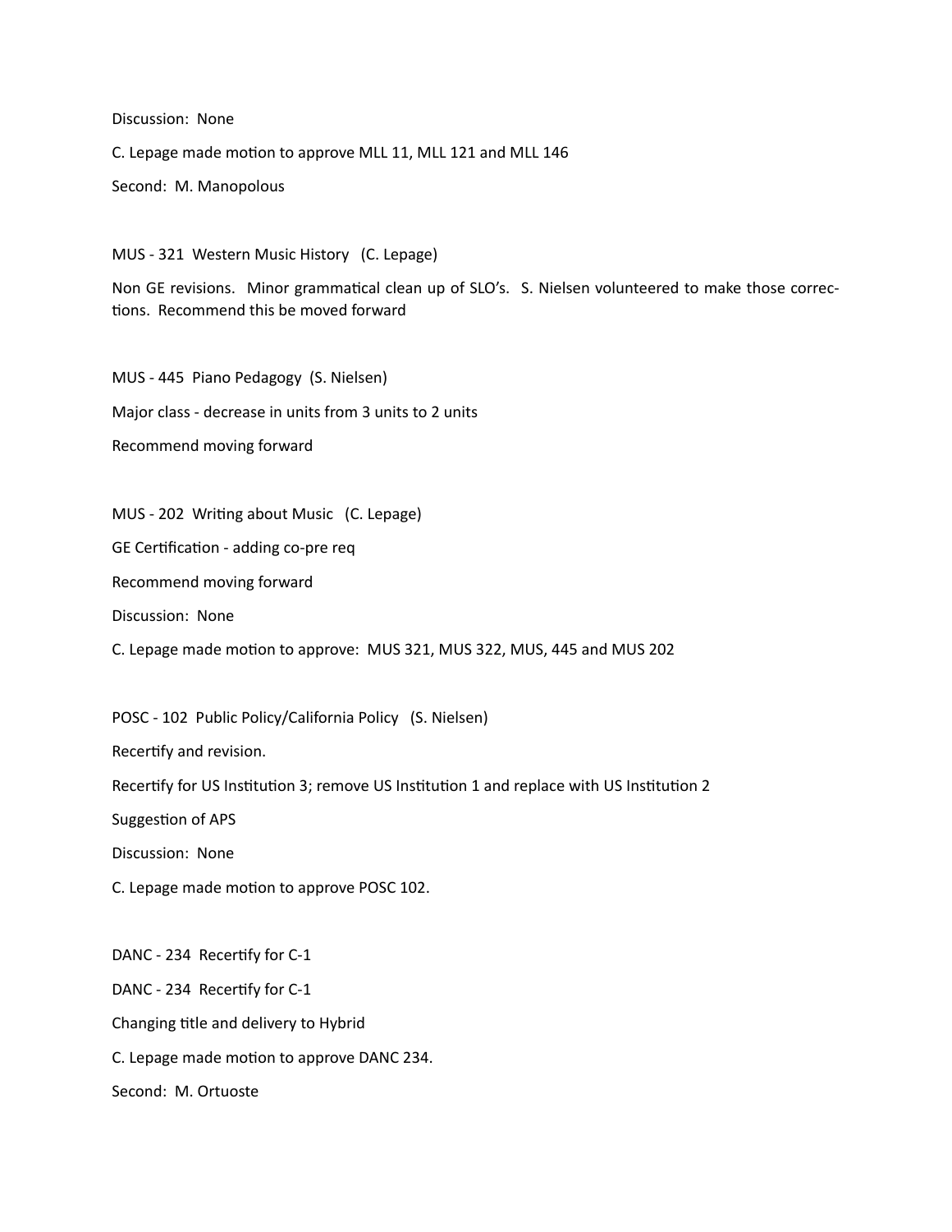Discussion: None

C. Lepage made motion to approve MLL 11, MLL 121 and MLL 146

Second: M. Manopolous

MUS - 321 Western Music History (C. Lepage)

Non GE revisions. Minor grammatical clean up of SLO's. S. Nielsen volunteered to make those corrections. Recommend this be moved forward

MUS - 445 Piano Pedagogy (S. Nielsen)

Major class - decrease in units from 3 units to 2 units

Recommend moving forward

MUS - 202 Writing about Music (C. Lepage)

GE Certification - adding co-pre req

Recommend moving forward

Discussion: None

C. Lepage made motion to approve: MUS 321, MUS 322, MUS, 445 and MUS 202

POSC - 102 Public Policy/California Policy (S. Nielsen)

Recertify and revision.

Recertify for US Institution 3; remove US Institution 1 and replace with US Institution 2

Suggestion of APS

Discussion: None

C. Lepage made motion to approve POSC 102.

DANC - 234 Recertify for C-1

DANC - 234 Recertify for C-1

Changing title and delivery to Hybrid

C. Lepage made motion to approve DANC 234.

Second: M. Ortuoste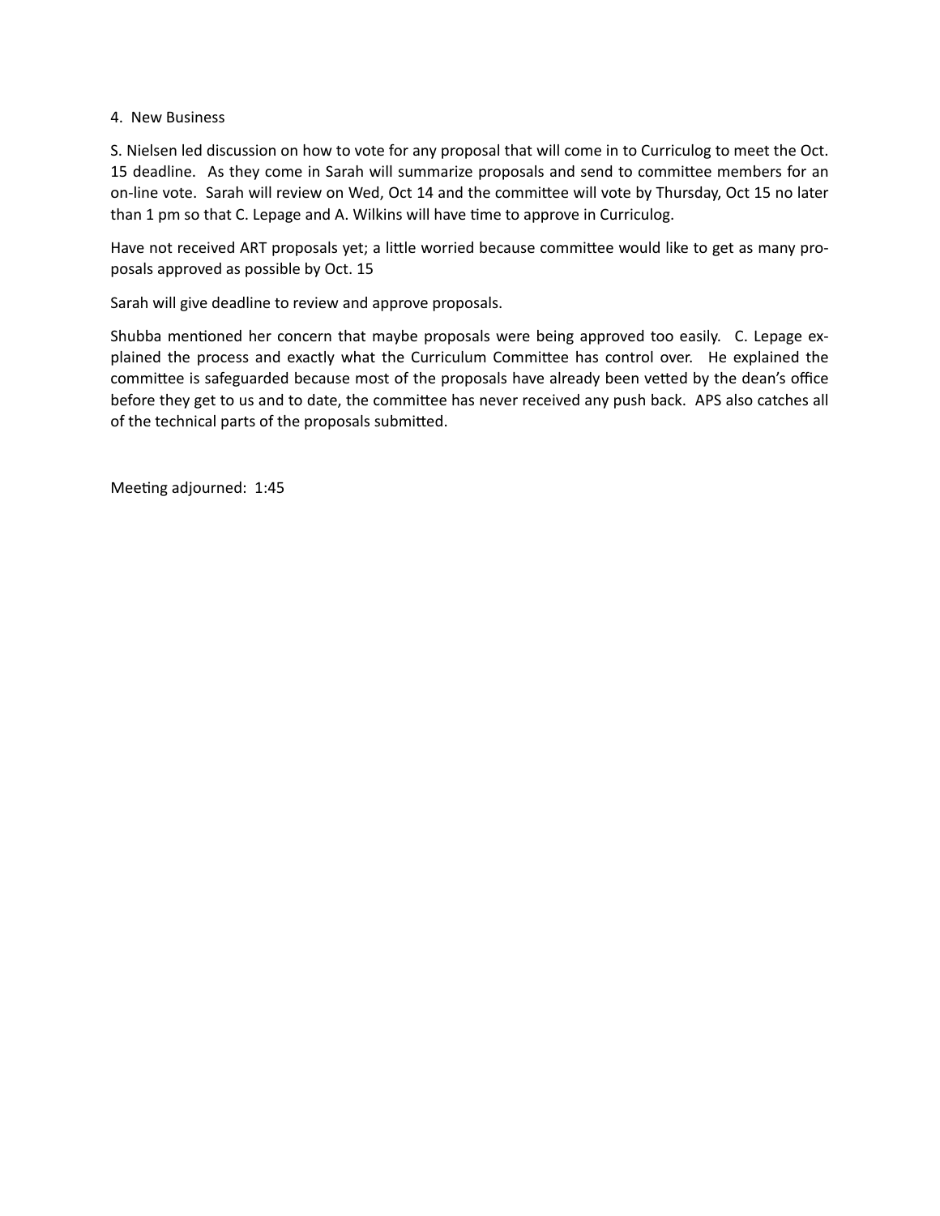4. New Business

S. Nielsen led discussion on how to vote for any proposal that will come in to Curriculog to meet the Oct. 15 deadline. As they come in Sarah will summarize proposals and send to committee members for an on-line vote. Sarah will review on Wed, Oct 14 and the committee will vote by Thursday, Oct 15 no later than 1 pm so that C. Lepage and A. Wilkins will have time to approve in Curriculog.

Have not received ART proposals yet; a little worried because committee would like to get as many proposals approved as possible by Oct. 15

Sarah will give deadline to review and approve proposals.

Shubba mentioned her concern that maybe proposals were being approved too easily. C. Lepage explained the process and exactly what the Curriculum Committee has control over. He explained the committee is safeguarded because most of the proposals have already been vetted by the dean's office before they get to us and to date, the committee has never received any push back. APS also catches all of the technical parts of the proposals submitted.

Meeting adjourned: 1:45